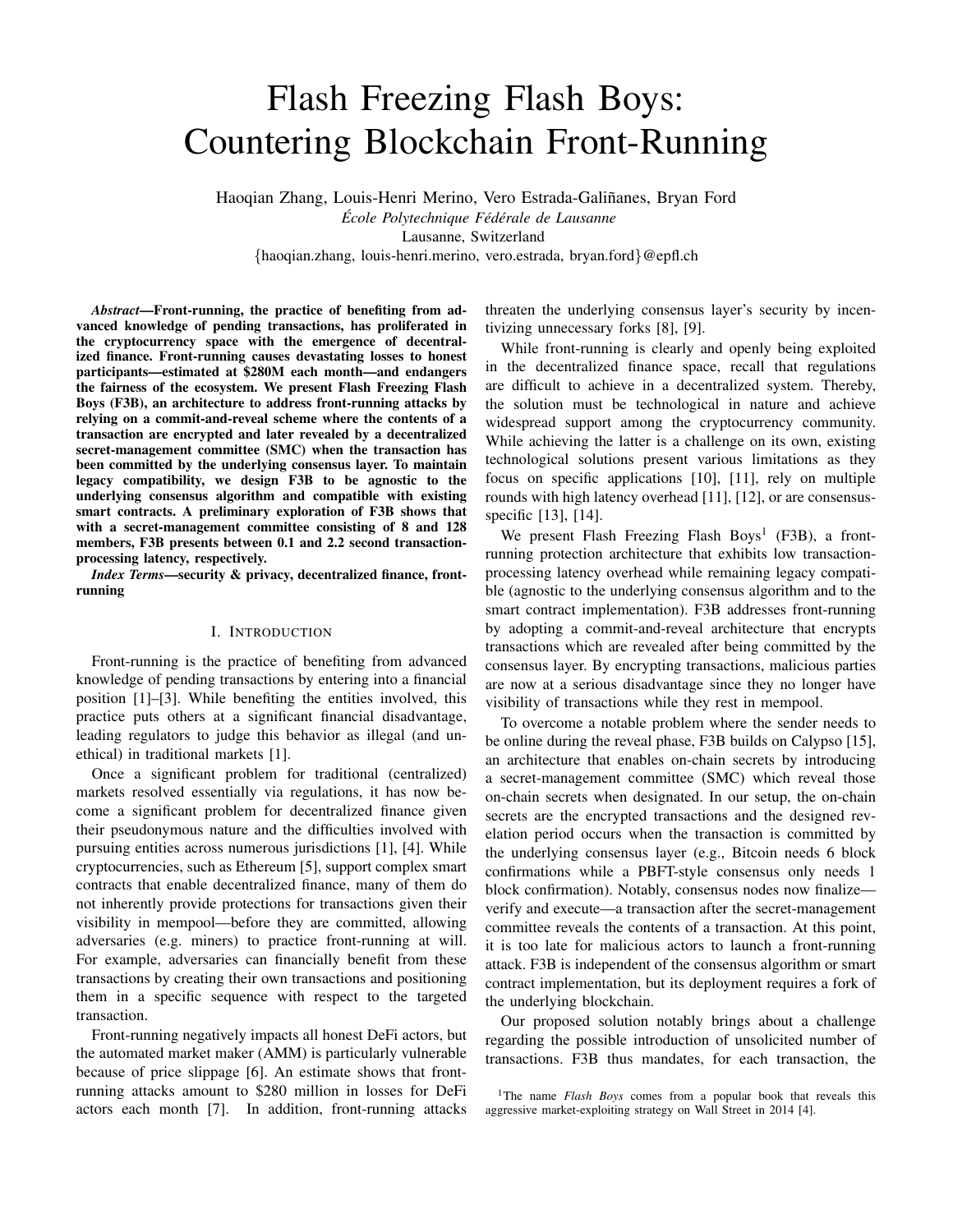# Flash Freezing Flash Boys: Countering Blockchain Front-Running

Haoqian Zhang, Louis-Henri Merino, Vero Estrada-Galiñanes, Bryan Ford

*École Polytechnique Fédérale de Lausanne*

Lausanne, Switzerland

{haoqian.zhang, louis-henri.merino, vero.estrada, bryan.ford}@epfl.ch

***Abstract*—Front-running, the practice of benefiting from advanced knowledge of pending transactions, has proliferated in the cryptocurrency space with the emergence of decentralized finance. Front-running causes devastating losses to honest participants—estimated at $280M each month—and endangers the fairness of the ecosystem. We present Flash Freezing Flash Boys (F3B), an architecture to address front-running attacks by relying on a commit-and-reveal scheme where the contents of a transaction are encrypted and later revealed by a decentralized secret-management committee (SMC) when the transaction has been committed by the underlying consensus layer. To maintain legacy compatibility, we design F3B to be agnostic to the underlying consensus algorithm and compatible with existing smart contracts. A preliminary exploration of F3B shows that with a secret-management committee consisting of 8 and 128 members, F3B presents between 0.1 and 2.2 second transaction-processing latency, respectively.**

***Index Terms*—security & privacy, decentralized finance, front-running**

## I. Introduction

Front-running is the practice of benefiting from advanced knowledge of pending transactions by entering into a financial position [1]–[3]. While benefiting the entities involved, this practice puts others at a significant financial disadvantage, leading regulators to judge this behavior as illegal (and unethical) in traditional markets [1].

Once a significant problem for traditional (centralized) markets resolved essentially via regulations, it has now become a significant problem for decentralized finance given their pseudonymous nature and the difficulties involved with pursuing entities across numerous jurisdictions [1], [4]. While cryptocurrencies, such as Ethereum [5], support complex smart contracts that enable decentralized finance, many of them do not inherently provide protections for transactions given their visibility in mempool—before they are committed, allowing adversaries (e.g. miners) to practice front-running at will. For example, adversaries can financially benefit from these transactions by creating their own transactions and positioning them in a specific sequence with respect to the targeted transaction.

Front-running negatively impacts all honest DeFi actors, but the automated market maker (AMM) is particularly vulnerable because of price slippage [6]. An estimate shows that front-running attacks amount to $280 million in losses for DeFi actors each month [7]. In addition, front-running attacks threaten the underlying consensus layer's security by incentivizing unnecessary forks [8], [9].

While front-running is clearly and openly being exploited in the decentralized finance space, recall that regulations are difficult to achieve in a decentralized system. Thereby, the solution must be technological in nature and achieve widespread support among the cryptocurrency community. While achieving the latter is a challenge on its own, existing technological solutions present various limitations as they focus on specific applications [10], [11], rely on multiple rounds with high latency overhead [11], [12], or are consensus-specific [13], [14].

We present Flash Freezing Flash Boys[1] (F3B), a front-running protection architecture that exhibits low transaction-processing latency overhead while remaining legacy compatible (agnostic to the underlying consensus algorithm and to the smart contract implementation). F3B addresses front-running by adopting a commit-and-reveal architecture that encrypts transactions which are revealed after being committed by the consensus layer. By encrypting transactions, malicious parties are now at a serious disadvantage since they no longer have visibility of transactions while they rest in mempool.

To overcome a notable problem where the sender needs to be online during the reveal phase, F3B builds on Calypso [15], an architecture that enables on-chain secrets by introducing a secret-management committee (SMC) which reveal those on-chain secrets when designated. In our setup, the on-chain secrets are the encrypted transactions and the designed revelation period occurs when the transaction is committed by the underlying consensus layer (e.g., Bitcoin needs 6 block confirmations while a PBFT-style consensus only needs 1 block confirmation). Notably, consensus nodes now finalize—verify and execute—a transaction after the secret-management committee reveals the contents of a transaction. At this point, it is too late for malicious actors to launch a front-running attack. F3B is independent of the consensus algorithm or smart contract implementation, but its deployment requires a fork of the underlying blockchain.

Our proposed solution notably brings about a challenge regarding the possible introduction of unsolicited number of transactions. F3B thus mandates, for each transaction, the

[1] The name *Flash Boys* comes from a popular book that reveals this aggressive market-exploiting strategy on Wall Street in 2014 [4].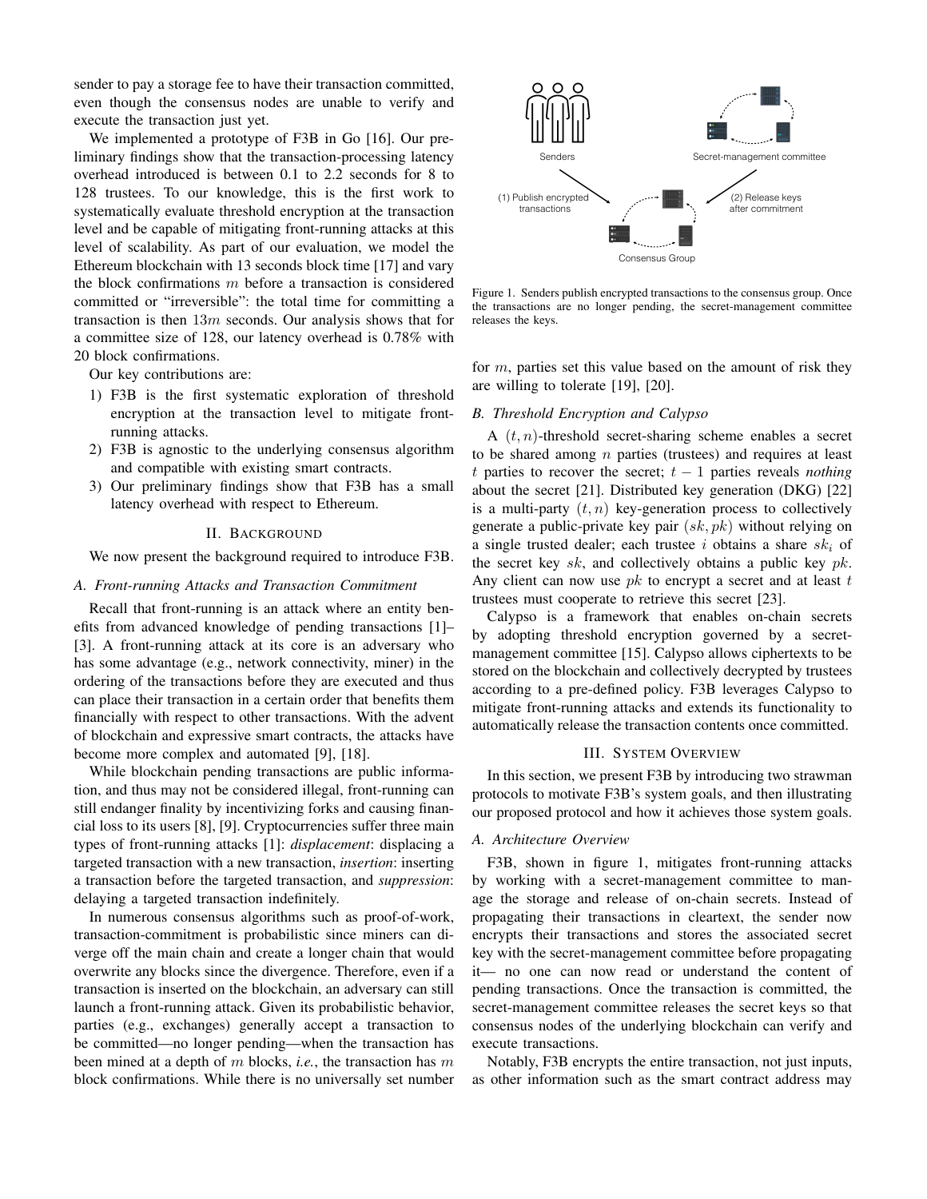sender to pay a storage fee to have their transaction committed, even though the consensus nodes are unable to verify and execute the transaction just yet.

We implemented a prototype of F3B in Go [16]. Our preliminary findings show that the transaction-processing latency overhead introduced is between 0.1 to 2.2 seconds for 8 to 128 trustees. To our knowledge, this is the first work to systematically evaluate threshold encryption at the transaction level and be capable of mitigating front-running attacks at this level of scalability. As part of our evaluation, we model the Ethereum blockchain with 13 seconds block time [17] and vary the block confirmations $m$ before a transaction is considered committed or "irreversible": the total time for committing a transaction is then $13m$ seconds. Our analysis shows that for a committee size of 128, our latency overhead is 0.78% with 20 block confirmations.

Our key contributions are:

1) F3B is the first systematic exploration of threshold encryption at the transaction level to mitigate front-running attacks.
2) F3B is agnostic to the underlying consensus algorithm and compatible with existing smart contracts.
3) Our preliminary findings show that F3B has a small latency overhead with respect to Ethereum.

## II. Background

We now present the background required to introduce F3B.

### A. Front-running Attacks and Transaction Commitment

Recall that front-running is an attack where an entity benefits from advanced knowledge of pending transactions [1]–[3]. A front-running attack at its core is an adversary who has some advantage (e.g., network connectivity, miner) in the ordering of the transactions before they are executed and thus can place their transaction in a certain order that benefits them financially with respect to other transactions. With the advent of blockchain and expressive smart contracts, the attacks have become more complex and automated [9], [18].

While blockchain pending transactions are public information, and thus may not be considered illegal, front-running can still endanger finality by incentivizing forks and causing financial loss to its users [8], [9]. Cryptocurrencies suffer three main types of front-running attacks [1]: *displacement*: displacing a targeted transaction with a new transaction, *insertion*: inserting a transaction before the targeted transaction, and *suppression*: delaying a targeted transaction indefinitely.

In numerous consensus algorithms such as proof-of-work, transaction-commitment is probabilistic since miners can diverge off the main chain and create a longer chain that would overwrite any blocks since the divergence. Therefore, even if a transaction is inserted on the blockchain, an adversary can still launch a front-running attack. Given its probabilistic behavior, parties (e.g., exchanges) generally accept a transaction to be committed—no longer pending—when the transaction has been mined at a depth of $m$ blocks, *i.e.*, the transaction has $m$ block confirmations. While there is no universally set number for $m$, parties set this value based on the amount of risk they are willing to tolerate [19], [20].

Figure 1. Senders publish encrypted transactions to the consensus group. Once the transactions are no longer pending, the secret-management committee releases the keys.

### B. Threshold Encryption and Calypso

A $(t, n)$-threshold secret-sharing scheme enables a secret to be shared among $n$ parties (trustees) and requires at least $t$ parties to recover the secret; $t-1$ parties reveals *nothing* about the secret [21]. Distributed key generation (DKG) [22] is a multi-party $(t, n)$ key-generation process to collectively generate a public-private key pair $(sk, pk)$ without relying on a single trusted dealer; each trustee $i$ obtains a share $sk_i$ of the secret key $sk$, and collectively obtains a public key $pk$. Any client can now use $pk$ to encrypt a secret and at least $t$ trustees must cooperate to retrieve this secret [23].

Calypso is a framework that enables on-chain secrets by adopting threshold encryption governed by a secret-management committee [15]. Calypso allows ciphertexts to be stored on the blockchain and collectively decrypted by trustees according to a pre-defined policy. F3B leverages Calypso to mitigate front-running attacks and extends its functionality to automatically release the transaction contents once committed.

## III. System Overview

In this section, we present F3B by introducing two strawman protocols to motivate F3B's system goals, and then illustrating our proposed protocol and how it achieves those system goals.

### A. Architecture Overview

F3B, shown in figure 1, mitigates front-running attacks by working with a secret-management committee to manage the storage and release of on-chain secrets. Instead of propagating their transactions in cleartext, the sender now encrypts their transactions and stores the associated secret key with the secret-management committee before propagating it— no one can now read or understand the content of pending transactions. Once the transaction is committed, the secret-management committee releases the secret keys so that consensus nodes of the underlying blockchain can verify and execute transactions.

Notably, F3B encrypts the entire transaction, not just inputs, as other information such as the smart contract address may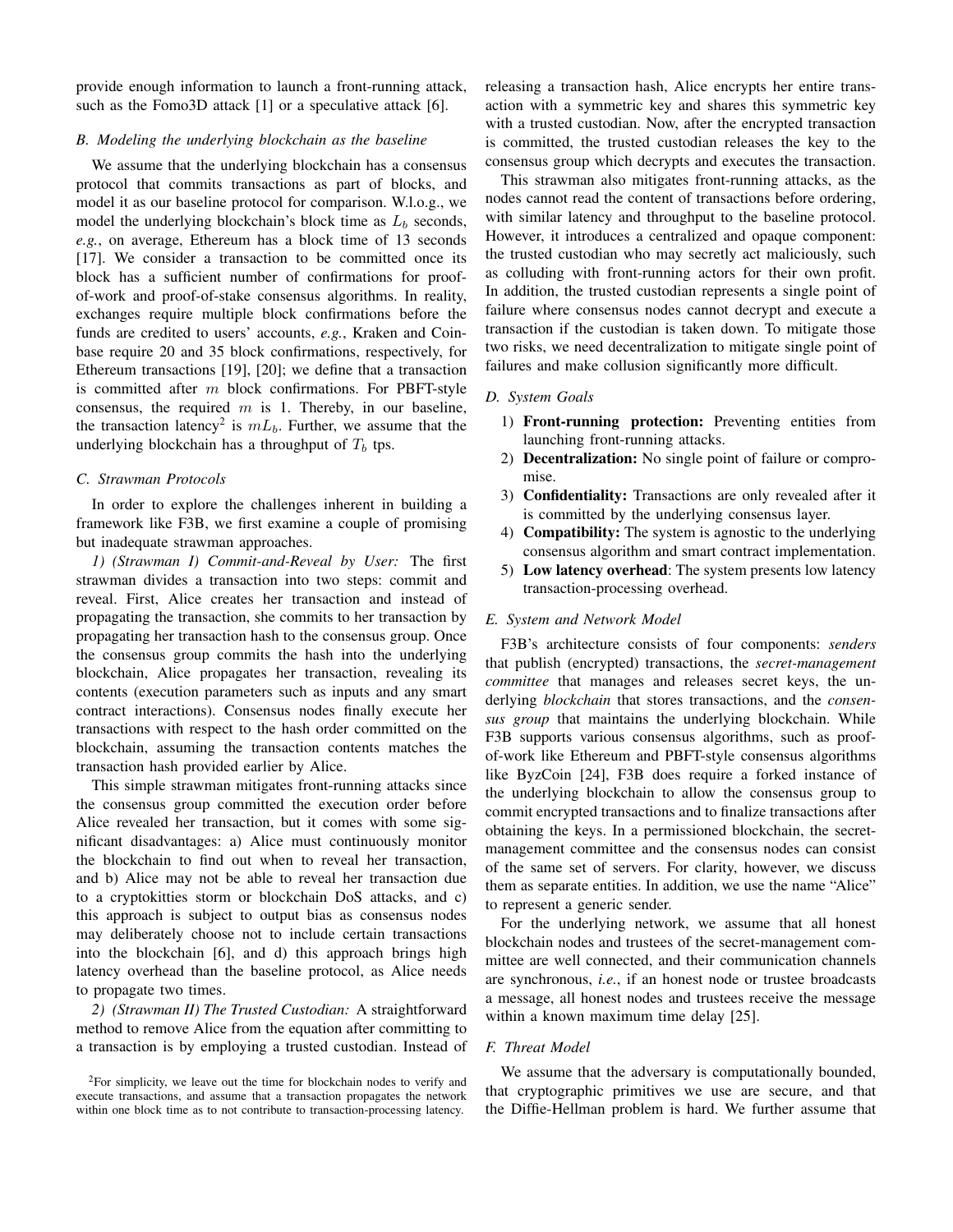provide enough information to launch a front-running attack, such as the Fomo3D attack [1] or a speculative attack [6].

### B. Modeling the underlying blockchain as the baseline

We assume that the underlying blockchain has a consensus protocol that commits transactions as part of blocks, and model it as our baseline protocol for comparison. W.l.o.g., we model the underlying blockchain's block time as $L_b$ seconds, *e.g.*, on average, Ethereum has a block time of 13 seconds [17]. We consider a transaction to be committed once its block has a sufficient number of confirmations for proof-of-work and proof-of-stake consensus algorithms. In reality, exchanges require multiple block confirmations before the funds are credited to users' accounts, *e.g.*, Kraken and Coinbase require 20 and 35 block confirmations, respectively, for Ethereum transactions [19], [20]; we define that a transaction is committed after $m$ block confirmations. For PBFT-style consensus, the required $m$ is 1. Thereby, in our baseline, the transaction latency[2] is $mL_b$. Further, we assume that the underlying blockchain has a throughput of $T_b$ tps.

### C. Strawman Protocols

In order to explore the challenges inherent in building a framework like F3B, we first examine a couple of promising but inadequate strawman approaches.

*1) (Strawman I) Commit-and-Reveal by User:* The first strawman divides a transaction into two steps: commit and reveal. First, Alice creates her transaction and instead of propagating the transaction, she commits to her transaction by propagating her transaction hash to the consensus group. Once the consensus group commits the hash into the underlying blockchain, Alice propagates her transaction, revealing its contents (execution parameters such as inputs and any smart contract interactions). Consensus nodes finally execute her transactions with respect to the hash order committed on the blockchain, assuming the transaction contents matches the transaction hash provided earlier by Alice.

This simple strawman mitigates front-running attacks since the consensus group committed the execution order before Alice revealed her transaction, but it comes with some significant disadvantages: a) Alice must continuously monitor the blockchain to find out when to reveal her transaction, and b) Alice may not be able to reveal her transaction due to a cryptokitties storm or blockchain DoS attacks, and c) this approach is subject to output bias as consensus nodes may deliberately choose not to include certain transactions into the blockchain [6], and d) this approach brings high latency overhead than the baseline protocol, as Alice needs to propagate two times.

*2) (Strawman II) The Trusted Custodian:* A straightforward method to remove Alice from the equation after committing to a transaction is by employing a trusted custodian. Instead of releasing a transaction hash, Alice encrypts her entire transaction with a symmetric key and shares this symmetric key with a trusted custodian. Now, after the encrypted transaction is committed, the trusted custodian releases the key to the consensus group which decrypts and executes the transaction.

This strawman also mitigates front-running attacks, as the nodes cannot read the content of transactions before ordering, with similar latency and throughput to the baseline protocol. However, it introduces a centralized and opaque component: the trusted custodian who may secretly act maliciously, such as colluding with front-running actors for their own profit. In addition, the trusted custodian represents a single point of failure where consensus nodes cannot decrypt and execute a transaction if the custodian is taken down. To mitigate those two risks, we need decentralization to mitigate single point of failures and make collusion significantly more difficult.

### D. System Goals

1) **Front-running protection:** Preventing entities from launching front-running attacks.
2) **Decentralization:** No single point of failure or compromise.
3) **Confidentiality:** Transactions are only revealed after it is committed by the underlying consensus layer.
4) **Compatibility:** The system is agnostic to the underlying consensus algorithm and smart contract implementation.
5) **Low latency overhead**: The system presents low latency transaction-processing overhead.

### E. System and Network Model

F3B's architecture consists of four components: *senders* that publish (encrypted) transactions, the *secret-management committee* that manages and releases secret keys, the underlying *blockchain* that stores transactions, and the *consensus group* that maintains the underlying blockchain. While F3B supports various consensus algorithms, such as proof-of-work like Ethereum and PBFT-style consensus algorithms like ByzCoin [24], F3B does require a forked instance of the underlying blockchain to allow the consensus group to commit encrypted transactions and to finalize transactions after obtaining the keys. In a permissioned blockchain, the secret-management committee and the consensus nodes can consist of the same set of servers. For clarity, however, we discuss them as separate entities. In addition, we use the name "Alice" to represent a generic sender.

For the underlying network, we assume that all honest blockchain nodes and trustees of the secret-management committee are well connected, and their communication channels are synchronous, *i.e.*, if an honest node or trustee broadcasts a message, all honest nodes and trustees receive the message within a known maximum time delay [25].

### F. Threat Model

We assume that the adversary is computationally bounded, that cryptographic primitives we use are secure, and that the Diffie-Hellman problem is hard. We further assume that

[2] For simplicity, we leave out the time for blockchain nodes to verify and execute transactions, and assume that a transaction propagates the network within one block time as to not contribute to transaction-processing latency.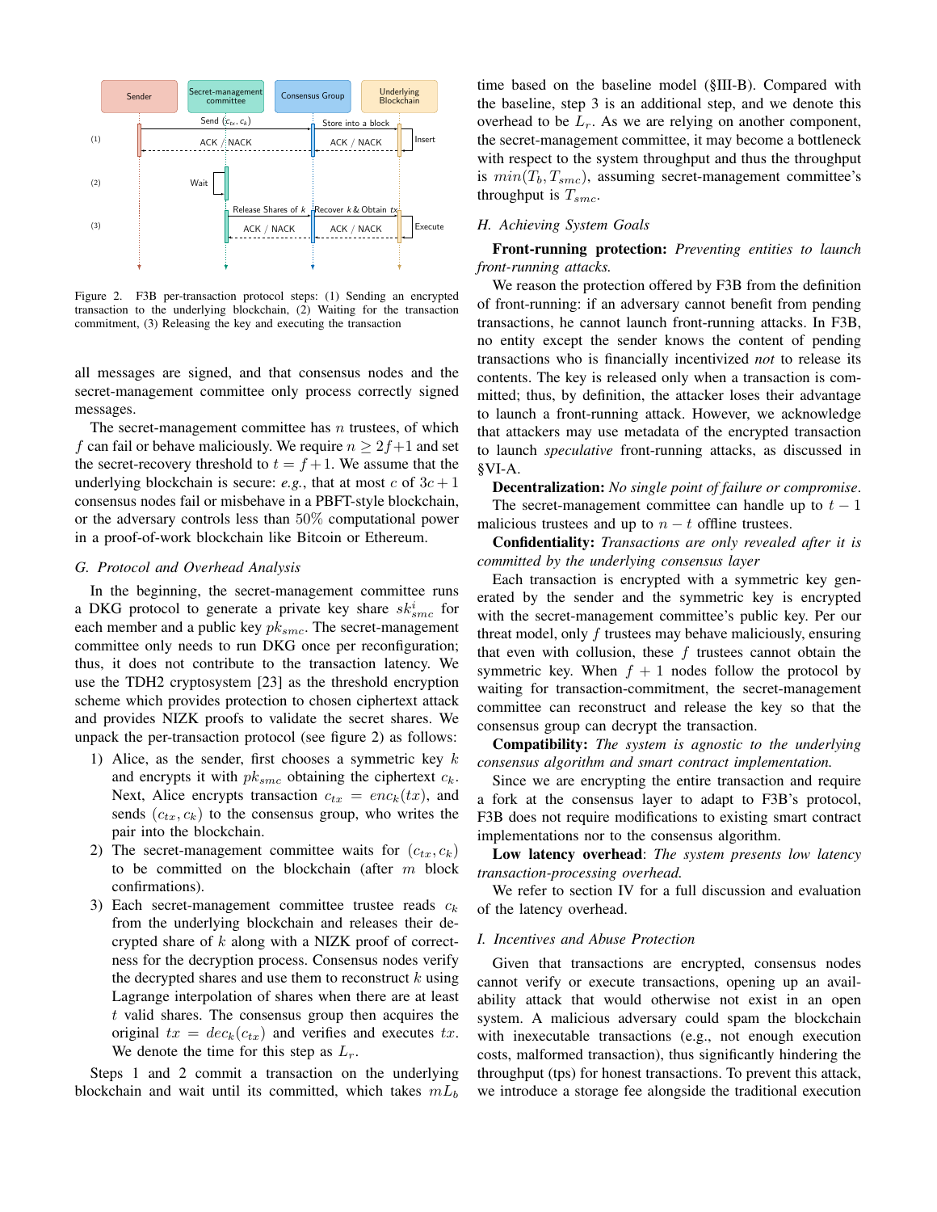Figure 2. F3B per-transaction protocol steps: (1) Sending an encrypted transaction to the underlying blockchain, (2) Waiting for the transaction commitment, (3) Releasing the key and executing the transaction

all messages are signed, and that consensus nodes and the secret-management committee only process correctly signed messages.

The secret-management committee has $n$ trustees, of which $f$ can fail or behave maliciously. We require $n \geq 2f+1$ and set the secret-recovery threshold to $t = f+1$. We assume that the underlying blockchain is secure: *e.g.*, that at most $c$ of $3c+1$ consensus nodes fail or misbehave in a PBFT-style blockchain, or the adversary controls less than 50% computational power in a proof-of-work blockchain like Bitcoin or Ethereum.

### G. Protocol and Overhead Analysis

In the beginning, the secret-management committee runs a DKG protocol to generate a private key share $sk^{i}_{smc}$ for each member and a public key $pk_{smc}$. The secret-management committee only needs to run DKG once per reconfiguration; thus, it does not contribute to the transaction latency. We use the TDH2 cryptosystem [23] as the threshold encryption scheme which provides protection to chosen ciphertext attack and provides NIZK proofs to validate the secret shares. We unpack the per-transaction protocol (see figure 2) as follows:

1) Alice, as the sender, first chooses a symmetric key $k$ and encrypts it with $pk_{smc}$ obtaining the ciphertext $c_k$. Next, Alice encrypts transaction $c_{tx} = enc_k(tx)$, and sends $(c_{tx}, c_k)$ to the consensus group, who writes the pair into the blockchain.
2) The secret-management committee waits for $(c_{tx}, c_k)$ to be committed on the blockchain (after $m$ block confirmations).
3) Each secret-management committee trustee reads $c_k$ from the underlying blockchain and releases their decrypted share of $k$ along with a NIZK proof of correctness for the decryption process. Consensus nodes verify the decrypted shares and use them to reconstruct $k$ using Lagrange interpolation of shares when there are at least $t$ valid shares. The consensus group then acquires the original $tx = dec_k(c_{tx})$ and verifies and executes $tx$. We denote the time for this step as $L_r$.

Steps 1 and 2 commit a transaction on the underlying blockchain and wait until its committed, which takes $mL_b$ time based on the baseline model (§III-B). Compared with the baseline, step 3 is an additional step, and we denote this overhead to be $L_r$. As we are relying on another component, the secret-management committee, it may become a bottleneck with respect to the system throughput and thus the throughput is $min(T_b, T_{smc})$, assuming secret-management committee's throughput is $T_{smc}$.

### H. Achieving System Goals

**Front-running protection:** *Preventing entities to launch front-running attacks.*

We reason the protection offered by F3B from the definition of front-running: if an adversary cannot benefit from pending transactions, he cannot launch front-running attacks. In F3B, no entity except the sender knows the content of pending transactions who is financially incentivized *not* to release its contents. The key is released only when a transaction is committed; thus, by definition, the attacker loses their advantage to launch a front-running attack. However, we acknowledge that attackers may use metadata of the encrypted transaction to launch *speculative* front-running attacks, as discussed in §VI-A.

**Decentralization:** *No single point of failure or compromise.*

The secret-management committee can handle up to $t-1$ malicious trustees and up to $n-t$ offline trustees.

**Confidentiality:** *Transactions are only revealed after it is committed by the underlying consensus layer*

Each transaction is encrypted with a symmetric key generated by the sender and the symmetric key is encrypted with the secret-management committee's public key. Per our threat model, only $f$ trustees may behave maliciously, ensuring that even with collusion, these $f$ trustees cannot obtain the symmetric key. When $f+1$ nodes follow the protocol by waiting for transaction-commitment, the secret-management committee can reconstruct and release the key so that the consensus group can decrypt the transaction.

**Compatibility:** *The system is agnostic to the underlying consensus algorithm and smart contract implementation.*

Since we are encrypting the entire transaction and require a fork at the consensus layer to adapt to F3B's protocol, F3B does not require modifications to existing smart contract implementations nor to the consensus algorithm.

**Low latency overhead**: *The system presents low latency transaction-processing overhead.*

We refer to section IV for a full discussion and evaluation of the latency overhead.

### I. Incentives and Abuse Protection

Given that transactions are encrypted, consensus nodes cannot verify or execute transactions, opening up an availability attack that would otherwise not exist in an open system. A malicious adversary could spam the blockchain with inexecutable transactions (e.g., not enough execution costs, malformed transaction), thus significantly hindering the throughput (tps) for honest transactions. To prevent this attack, we introduce a storage fee alongside the traditional execution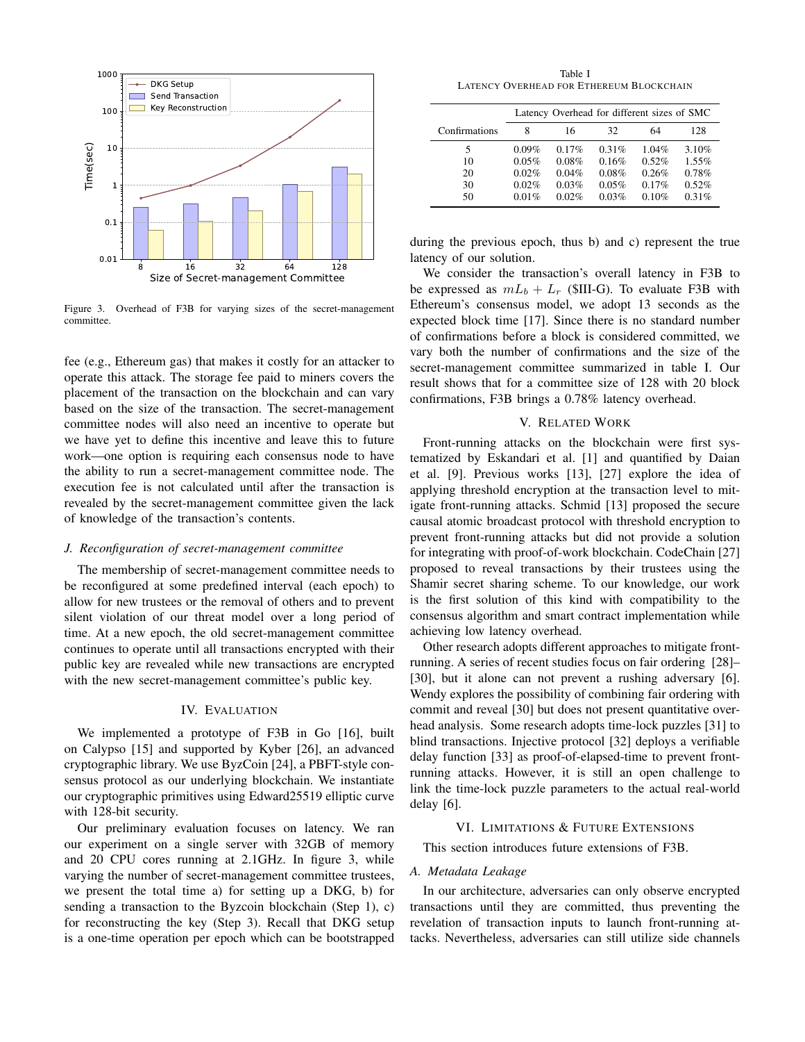Figure 3. Overhead of F3B for varying sizes of the secret-management committee.

fee (e.g., Ethereum gas) that makes it costly for an attacker to operate this attack. The storage fee paid to miners covers the placement of the transaction on the blockchain and can vary based on the size of the transaction. The secret-management committee nodes will also need an incentive to operate but we have yet to define this incentive and leave this to future work—one option is requiring each consensus node to have the ability to run a secret-management committee node. The execution fee is not calculated until after the transaction is revealed by the secret-management committee given the lack of knowledge of the transaction's contents.

### *J. Reconfiguration of secret-management committee*

The membership of secret-management committee needs to be reconfigured at some predefined interval (each epoch) to allow for new trustees or the removal of others and to prevent silent violation of our threat model over a long period of time. At a new epoch, the old secret-management committee continues to operate until all transactions encrypted with their public key are revealed while new transactions are encrypted with the new secret-management committee's public key.

## IV. Evaluation

We implemented a prototype of F3B in Go [16], built on Calypso [15] and supported by Kyber [26], an advanced cryptographic library. We use ByzCoin [24], a PBFT-style consensus protocol as our underlying blockchain. We instantiate our cryptographic primitives using Edward25519 elliptic curve with 128-bit security.

Our preliminary evaluation focuses on latency. We ran our experiment on a single server with 32GB of memory and 20 CPU cores running at 2.1GHz. In figure 3, while varying the number of secret-management committee trustees, we present the total time a) for setting up a DKG, b) for sending a transaction to the Byzcoin blockchain (Step 1), c) for reconstructing the key (Step 3). Recall that DKG setup is a one-time operation per epoch which can be bootstrapped during the previous epoch, thus b) and c) represent the true latency of our solution.

Table I
Latency Overhead for Ethereum Blockchain

| Confirmations | Latency Overhead for different sizes of SMC | | | | |
|---|---|---|---|---|---|
| | 8 | 16 | 32 | 64 | 128 |
| 5 | 0.09% | 0.17% | 0.31% | 1.04% | 3.10% |
| 10 | 0.05% | 0.08% | 0.16% | 0.52% | 1.55% |
| 20 | 0.02% | 0.04% | 0.08% | 0.26% | 0.78% |
| 30 | 0.02% | 0.03% | 0.05% | 0.17% | 0.52% |
| 50 | 0.01% | 0.02% | 0.03% | 0.10% | 0.31% |

We consider the transaction's overall latency in F3B to be expressed as $mL_b + L_r$ (§III-G). To evaluate F3B with Ethereum's consensus model, we adopt 13 seconds as the expected block time [17]. Since there is no standard number of confirmations before a block is considered committed, we vary both the number of confirmations and the size of the secret-management committee summarized in table I. Our result shows that for a committee size of 128 with 20 block confirmations, F3B brings a 0.78% latency overhead.

## V. Related Work

Front-running attacks on the blockchain were first systematized by Eskandari et al. [1] and quantified by Daian et al. [9]. Previous works [13], [27] explore the idea of applying threshold encryption at the transaction level to mitigate front-running attacks. Schmid [13] proposed the secure causal atomic broadcast protocol with threshold encryption to prevent front-running attacks but did not provide a solution for integrating with proof-of-work blockchain. CodeChain [27] proposed to reveal transactions by their trustees using the Shamir secret sharing scheme. To our knowledge, our work is the first solution of this kind with compatibility to the consensus algorithm and smart contract implementation while achieving low latency overhead.

Other research adopts different approaches to mitigate front-running. A series of recent studies focus on fair ordering [28]–[30], but it alone can not prevent a rushing adversary [6]. Wendy explores the possibility of combining fair ordering with commit and reveal [30] but does not present quantitative overhead analysis. Some research adopts time-lock puzzles [31] to blind transactions. Injective protocol [32] deploys a verifiable delay function [33] as proof-of-elapsed-time to prevent front-running attacks. However, it is still an open challenge to link the time-lock puzzle parameters to the actual real-world delay [6].

## VI. Limitations & Future Extensions

This section introduces future extensions of F3B.

### *A. Metadata Leakage*

In our architecture, adversaries can only observe encrypted transactions until they are committed, thus preventing the revelation of transaction inputs to launch front-running attacks. Nevertheless, adversaries can still utilize side channels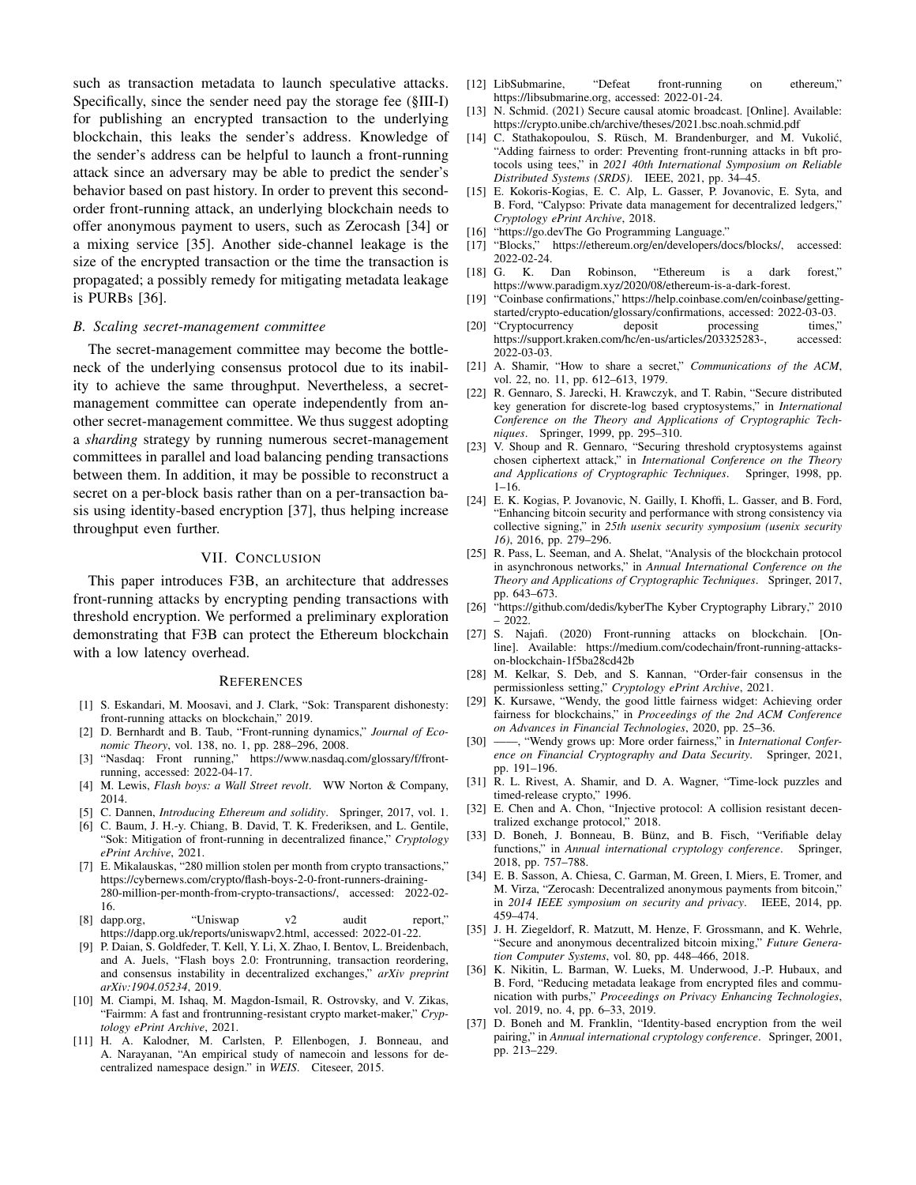such as transaction metadata to launch speculative attacks. Specifically, since the sender need pay the storage fee (§III-I) for publishing an encrypted transaction to the underlying blockchain, this leaks the sender's address. Knowledge of the sender's address can be helpful to launch a front-running attack since an adversary may be able to predict the sender's behavior based on past history. In order to prevent this second-order front-running attack, an underlying blockchain needs to offer anonymous payment to users, such as Zerocash [34] or a mixing service [35]. Another side-channel leakage is the size of the encrypted transaction or the time the transaction is propagated; a possibly remedy for mitigating metadata leakage is PURBs [36].

### B. Scaling secret-management committee

The secret-management committee may become the bottleneck of the underlying consensus protocol due to its inability to achieve the same throughput. Nevertheless, a secret-management committee can operate independently from another secret-management committee. We thus suggest adopting a *sharding* strategy by running numerous secret-management committees in parallel and load balancing pending transactions between them. In addition, it may be possible to reconstruct a secret on a per-block basis rather than on a per-transaction basis using identity-based encryption [37], thus helping increase throughput even further.

## VII. Conclusion

This paper introduces F3B, an architecture that addresses front-running attacks by encrypting pending transactions with threshold encryption. We performed a preliminary exploration demonstrating that F3B can protect the Ethereum blockchain with a low latency overhead.

## References

[1] S. Eskandari, M. Moosavi, and J. Clark, "Sok: Transparent dishonesty: front-running attacks on blockchain," 2019.

[2] D. Bernhardt and B. Taub, "Front-running dynamics," *Journal of Economic Theory*, vol. 138, no. 1, pp. 288–296, 2008.

[3] "Nasdaq: Front running," https://www.nasdaq.com/glossary/f/front-running, accessed: 2022-04-17.

[4] M. Lewis, *Flash boys: a Wall Street revolt*. WW Norton & Company, 2014.

[5] C. Dannen, *Introducing Ethereum and solidity*. Springer, 2017, vol. 1.

[6] C. Baum, J. H.-y. Chiang, B. David, T. K. Frederiksen, and L. Gentile, "Sok: Mitigation of front-running in decentralized finance," *Cryptology ePrint Archive*, 2021.

[7] E. Mikalauskas, "280 million stolen per month from crypto transactions," https://cybernews.com/crypto/flash-boys-2-0-front-runners-draining-280-million-per-month-from-crypto-transactions/, accessed: 2022-02-16.

[8] dapp.org, "Uniswap v2 audit report," https://dapp.org.uk/reports/uniswapv2.html, accessed: 2022-01-22.

[9] P. Daian, S. Goldfeder, T. Kell, Y. Li, X. Zhao, I. Bentov, L. Breidenbach, and A. Juels, "Flash boys 2.0: Frontrunning, transaction reordering, and consensus instability in decentralized exchanges," *arXiv preprint arXiv:1904.05234*, 2019.

[10] M. Ciampi, M. Ishaq, M. Magdon-Ismail, R. Ostrovsky, and V. Zikas, "Fairmm: A fast and frontrunning-resistant crypto market-maker," *Cryptology ePrint Archive*, 2021.

[11] H. A. Kalodner, M. Carlsten, P. Ellenbogen, J. Bonneau, and A. Narayanan, "An empirical study of namecoin and lessons for decentralized namespace design." in *WEIS*. Citeseer, 2015.

[12] LibSubmarine, "Defeat front-running on ethereum," https://libsubmarine.org, accessed: 2022-01-24.

[13] N. Schmid. (2021) Secure causal atomic broadcast. [Online]. Available: https://crypto.unibe.ch/archive/theses/2021.bsc.noah.schmid.pdf

[14] C. Stathakopoulou, S. Rüsch, M. Brandenburger, and M. Vukolić, "Adding fairness to order: Preventing front-running attacks in bft protocols using tees," in *2021 40th International Symposium on Reliable Distributed Systems (SRDS)*. IEEE, 2021, pp. 34–45.

[15] E. Kokoris-Kogias, E. C. Alp, L. Gasser, P. Jovanovic, E. Syta, and B. Ford, "Calypso: Private data management for decentralized ledgers," *Cryptology ePrint Archive*, 2018.

[16] "https://go.devThe Go Programming Language."

[17] "Blocks," https://ethereum.org/en/developers/docs/blocks/, accessed: 2022-02-24.

[18] G. K. Dan Robinson, "Ethereum is a dark forest," https://www.paradigm.xyz/2020/08/ethereum-is-a-dark-forest.

[19] "Coinbase confirmations," https://help.coinbase.com/en/coinbase/getting-started/crypto-education/glossary/confirmations, accessed: 2022-03-03.

[20] "Cryptocurrency deposit processing times," https://support.kraken.com/hc/en-us/articles/203325283-, accessed: 2022-03-03.

[21] A. Shamir, "How to share a secret," *Communications of the ACM*, vol. 22, no. 11, pp. 612–613, 1979.

[22] R. Gennaro, S. Jarecki, H. Krawczyk, and T. Rabin, "Secure distributed key generation for discrete-log based cryptosystems," in *International Conference on the Theory and Applications of Cryptographic Techniques*. Springer, 1999, pp. 295–310.

[23] V. Shoup and R. Gennaro, "Securing threshold cryptosystems against chosen ciphertext attack," in *International Conference on the Theory and Applications of Cryptographic Techniques*. Springer, 1998, pp. 1–16.

[24] E. K. Kogias, P. Jovanovic, N. Gailly, I. Khoffi, L. Gasser, and B. Ford, "Enhancing bitcoin security and performance with strong consistency via collective signing," in *25th usenix security symposium (usenix security 16)*, 2016, pp. 279–296.

[25] R. Pass, L. Seeman, and A. Shelat, "Analysis of the blockchain protocol in asynchronous networks," in *Annual International Conference on the Theory and Applications of Cryptographic Techniques*. Springer, 2017, pp. 643–673.

[26] "https://github.com/dedis/kyberThe Kyber Cryptography Library," 2010 – 2022.

[27] S. Najafi. (2020) Front-running attacks on blockchain. [Online]. Available: https://medium.com/codechain/front-running-attacks-on-blockchain-1f5ba28cd42b

[28] M. Kelkar, S. Deb, and S. Kannan, "Order-fair consensus in the permissionless setting," *Cryptology ePrint Archive*, 2021.

[29] K. Kursawe, "Wendy, the good little fairness widget: Achieving order fairness for blockchains," in *Proceedings of the 2nd ACM Conference on Advances in Financial Technologies*, 2020, pp. 25–36.

[30] ——, "Wendy grows up: More order fairness," in *International Conference on Financial Cryptography and Data Security*. Springer, 2021, pp. 191–196.

[31] R. L. Rivest, A. Shamir, and D. A. Wagner, "Time-lock puzzles and timed-release crypto," 1996.

[32] E. Chen and A. Chon, "Injective protocol: A collision resistant decentralized exchange protocol," 2018.

[33] D. Boneh, J. Bonneau, B. Bünz, and B. Fisch, "Verifiable delay functions," in *Annual international cryptology conference*. Springer, 2018, pp. 757–788.

[34] E. B. Sasson, A. Chiesa, C. Garman, M. Green, I. Miers, E. Tromer, and M. Virza, "Zerocash: Decentralized anonymous payments from bitcoin," in *2014 IEEE symposium on security and privacy*. IEEE, 2014, pp. 459–474.

[35] J. H. Ziegeldorf, R. Matzutt, M. Henze, F. Grossmann, and K. Wehrle, "Secure and anonymous decentralized bitcoin mixing," *Future Generation Computer Systems*, vol. 80, pp. 448–466, 2018.

[36] K. Nikitin, L. Barman, W. Lueks, M. Underwood, J.-P. Hubaux, and B. Ford, "Reducing metadata leakage from encrypted files and communication with purbs," *Proceedings on Privacy Enhancing Technologies*, vol. 2019, no. 4, pp. 6–33, 2019.

[37] D. Boneh and M. Franklin, "Identity-based encryption from the weil pairing," in *Annual international cryptology conference*. Springer, 2001, pp. 213–229.